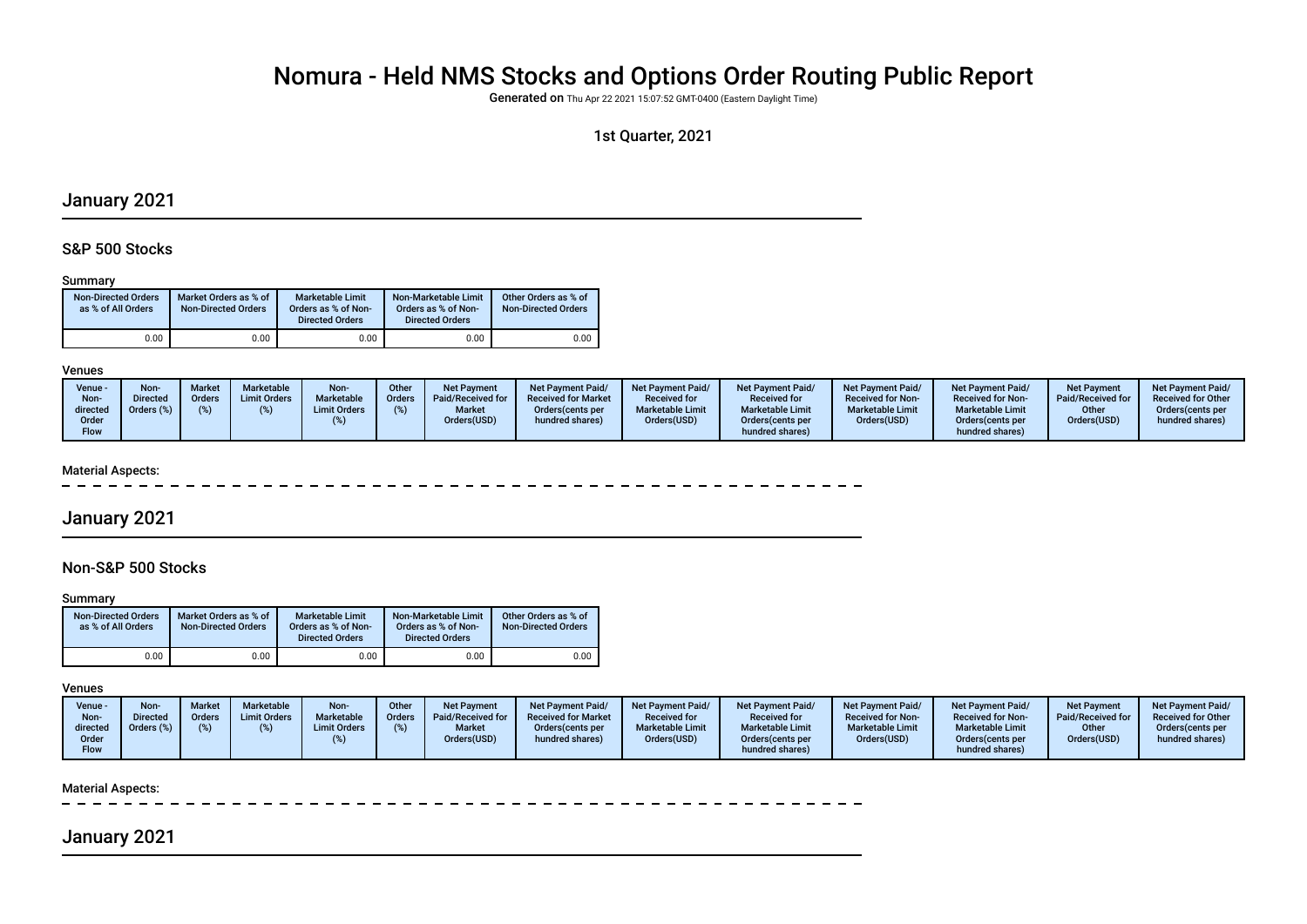# Nomura - Held NMS Stocks and Options Order Routing Public Report

**Generated on** Thu Apr 22 2021 15:07:52 GMT-0400 (Eastern Daylight Time)

1st Quarter, 2021

## January 2021

### S&P 500 Stocks

Summary

| Non-Directed Orders as % of All Orders | Market Orders as % of Non-Directed Orders | Marketable Limit Orders as % of Non-Directed Orders | Non-Marketable Limit Orders as % of Non-Directed Orders | Other Orders as % of Non-Directed Orders |
|---|---|---|---|---|
| 0.00 | 0.00 | 0.00 | 0.00 | 0.00 |

Venues

| Venue - Non-directed Order Flow | Non-Directed Orders (%) | Market Orders (%) | Marketable Limit Orders (%) | Non-Marketable Limit Orders (%) | Other Orders (%) | Net Payment Paid/Received for Market Orders(USD) | Net Payment Paid/ Received for Market Orders(cents per hundred shares) | Net Payment Paid/ Received for Marketable Limit Orders(USD) | Net Payment Paid/ Received for Marketable Limit Orders(cents per hundred shares) | Net Payment Paid/ Received for Non-Marketable Limit Orders(USD) | Net Payment Paid/ Received for Non-Marketable Limit Orders(cents per hundred shares) | Net Payment Paid/Received for Other Orders(USD) | Net Payment Paid/ Received for Other Orders(cents per hundred shares) |
|---|---|---|---|---|---|---|---|---|---|---|---|---|---|

Material Aspects:

## January 2021

### Non-S&P 500 Stocks

Summary

| Non-Directed Orders as % of All Orders | Market Orders as % of Non-Directed Orders | Marketable Limit Orders as % of Non-Directed Orders | Non-Marketable Limit Orders as % of Non-Directed Orders | Other Orders as % of Non-Directed Orders |
|---|---|---|---|---|
| 0.00 | 0.00 | 0.00 | 0.00 | 0.00 |

Venues

| Venue - Non-directed Order Flow | Non-Directed Orders (%) | Market Orders (%) | Marketable Limit Orders (%) | Non-Marketable Limit Orders (%) | Other Orders (%) | Net Payment Paid/Received for Market Orders(USD) | Net Payment Paid/ Received for Market Orders(cents per hundred shares) | Net Payment Paid/ Received for Marketable Limit Orders(USD) | Net Payment Paid/ Received for Marketable Limit Orders(cents per hundred shares) | Net Payment Paid/ Received for Non-Marketable Limit Orders(USD) | Net Payment Paid/ Received for Non-Marketable Limit Orders(cents per hundred shares) | Net Payment Paid/Received for Other Orders(USD) | Net Payment Paid/ Received for Other Orders(cents per hundred shares) |
|---|---|---|---|---|---|---|---|---|---|---|---|---|---|

Material Aspects:

## January 2021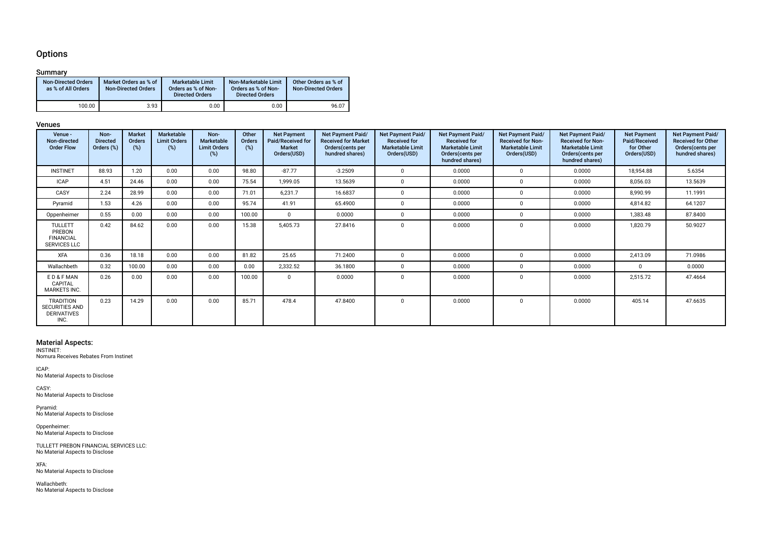## Options

### Summary

| Non-Directed Orders as % of All Orders | Market Orders as % of Non-Directed Orders | Marketable Limit Orders as % of Non-Directed Orders | Non-Marketable Limit Orders as % of Non-Directed Orders | Other Orders as % of Non-Directed Orders |
|---|---|---|---|---|
| 100.00 | 3.93 | 0.00 | 0.00 | 96.07 |

### Venues

| Venue - Non-directed Order Flow | Non-Directed Orders (%) | Market Orders (%) | Marketable Limit Orders (%) | Non-Marketable Limit Orders (%) | Other Orders (%) | Net Payment Paid/Received for Market Orders(USD) | Net Payment Paid/ Received for Market Orders(cents per hundred shares) | Net Payment Paid/ Received for Marketable Limit Orders(USD) | Net Payment Paid/ Received for Marketable Limit Orders(cents per hundred shares) | Net Payment Paid/ Received for Non-Marketable Limit Orders(USD) | Net Payment Paid/ Received for Non-Marketable Limit Orders(cents per hundred shares) | Net Payment Paid/Received for Other Orders(USD) | Net Payment Paid/ Received for Other Orders(cents per hundred shares) |
|---|---|---|---|---|---|---|---|---|---|---|---|---|---|
| INSTINET | 88.93 | 1.20 | 0.00 | 0.00 | 98.80 | -87.77 | -3.2509 | 0 | 0.0000 | 0 | 0.0000 | 18,954.88 | 5.6354 |
| ICAP | 4.51 | 24.46 | 0.00 | 0.00 | 75.54 | 1,999.05 | 13.5639 | 0 | 0.0000 | 0 | 0.0000 | 8,056.03 | 13.5639 |
| CASY | 2.24 | 28.99 | 0.00 | 0.00 | 71.01 | 6,231.7 | 16.6837 | 0 | 0.0000 | 0 | 0.0000 | 8,990.99 | 11.1991 |
| Pyramid | 1.53 | 4.26 | 0.00 | 0.00 | 95.74 | 41.91 | 65.4900 | 0 | 0.0000 | 0 | 0.0000 | 4,814.82 | 64.1207 |
| Oppenheimer | 0.55 | 0.00 | 0.00 | 0.00 | 100.00 | 0 | 0.0000 | 0 | 0.0000 | 0 | 0.0000 | 1,383.48 | 87.8400 |
| TULLETT PREBON FINANCIAL SERVICES LLC | 0.42 | 84.62 | 0.00 | 0.00 | 15.38 | 5,405.73 | 27.8416 | 0 | 0.0000 | 0 | 0.0000 | 1,820.79 | 50.9027 |
| XFA | 0.36 | 18.18 | 0.00 | 0.00 | 81.82 | 25.65 | 71.2400 | 0 | 0.0000 | 0 | 0.0000 | 2,413.09 | 71.0986 |
| Wallachbeth | 0.32 | 100.00 | 0.00 | 0.00 | 0.00 | 2,332.52 | 36.1800 | 0 | 0.0000 | 0 | 0.0000 | 0 | 0.0000 |
| E D & F MAN CAPITAL MARKETS INC. | 0.26 | 0.00 | 0.00 | 0.00 | 100.00 | 0 | 0.0000 | 0 | 0.0000 | 0 | 0.0000 | 2,515.72 | 47.4664 |
| TRADITION SECURITIES AND DERIVATIVES INC. | 0.23 | 14.29 | 0.00 | 0.00 | 85.71 | 478.4 | 47.8400 | 0 | 0.0000 | 0 | 0.0000 | 405.14 | 47.6635 |

### Material Aspects:

INSTINET:
Nomura Receives Rebates From Instinet

ICAP:
No Material Aspects to Disclose

CASY:
No Material Aspects to Disclose

Pyramid:
No Material Aspects to Disclose

Oppenheimer:
No Material Aspects to Disclose

TULLETT PREBON FINANCIAL SERVICES LLC:
No Material Aspects to Disclose

XFA:
No Material Aspects to Disclose

Wallachbeth:
No Material Aspects to Disclose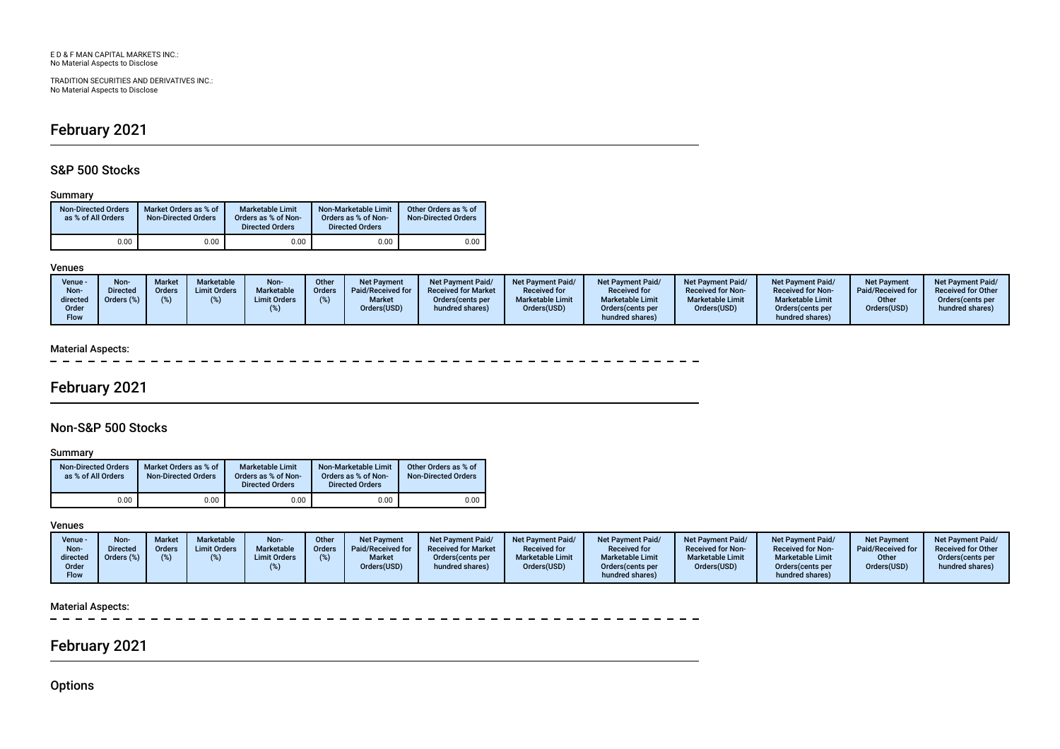E D & F MAN CAPITAL MARKETS INC.:
No Material Aspects to Disclose

TRADITION SECURITIES AND DERIVATIVES INC.:
No Material Aspects to Disclose

# February 2021

## S&P 500 Stocks

### Summary

| Non-Directed Orders as % of All Orders | Market Orders as % of Non-Directed Orders | Marketable Limit Orders as % of Non-Directed Orders | Non-Marketable Limit Orders as % of Non-Directed Orders | Other Orders as % of Non-Directed Orders |
|---|---|---|---|---|
| 0.00 | 0.00 | 0.00 | 0.00 | 0.00 |

### Venues

| Venue - Non-directed Order Flow | Non-Directed Orders (%) | Market Orders (%) | Marketable Limit Orders (%) | Non-Marketable Limit Orders (%) | Other Orders (%) | Net Payment Paid/Received for Market Orders(USD) | Net Payment Paid/Received for Market Orders(cents per hundred shares) | Net Payment Paid/Received for Marketable Limit Orders(USD) | Net Payment Paid/Received for Marketable Limit Orders(cents per hundred shares) | Net Payment Paid/Received for Non-Marketable Limit Orders(USD) | Net Payment Paid/Received for Non-Marketable Limit Orders(cents per hundred shares) | Net Payment Paid/Received for Other Orders(USD) | Net Payment Paid/Received for Other Orders(cents per hundred shares) |
|---|---|---|---|---|---|---|---|---|---|---|---|---|---|

### Material Aspects:

# February 2021

## Non-S&P 500 Stocks

### Summary

| Non-Directed Orders as % of All Orders | Market Orders as % of Non-Directed Orders | Marketable Limit Orders as % of Non-Directed Orders | Non-Marketable Limit Orders as % of Non-Directed Orders | Other Orders as % of Non-Directed Orders |
|---|---|---|---|---|
| 0.00 | 0.00 | 0.00 | 0.00 | 0.00 |

### Venues

| Venue - Non-directed Order Flow | Non-Directed Orders (%) | Market Orders (%) | Marketable Limit Orders (%) | Non-Marketable Limit Orders (%) | Other Orders (%) | Net Payment Paid/Received for Market Orders(USD) | Net Payment Paid/Received for Market Orders(cents per hundred shares) | Net Payment Paid/Received for Marketable Limit Orders(USD) | Net Payment Paid/Received for Marketable Limit Orders(cents per hundred shares) | Net Payment Paid/Received for Non-Marketable Limit Orders(USD) | Net Payment Paid/Received for Non-Marketable Limit Orders(cents per hundred shares) | Net Payment Paid/Received for Other Orders(USD) | Net Payment Paid/Received for Other Orders(cents per hundred shares) |
|---|---|---|---|---|---|---|---|---|---|---|---|---|---|

### Material Aspects:

# February 2021

## Options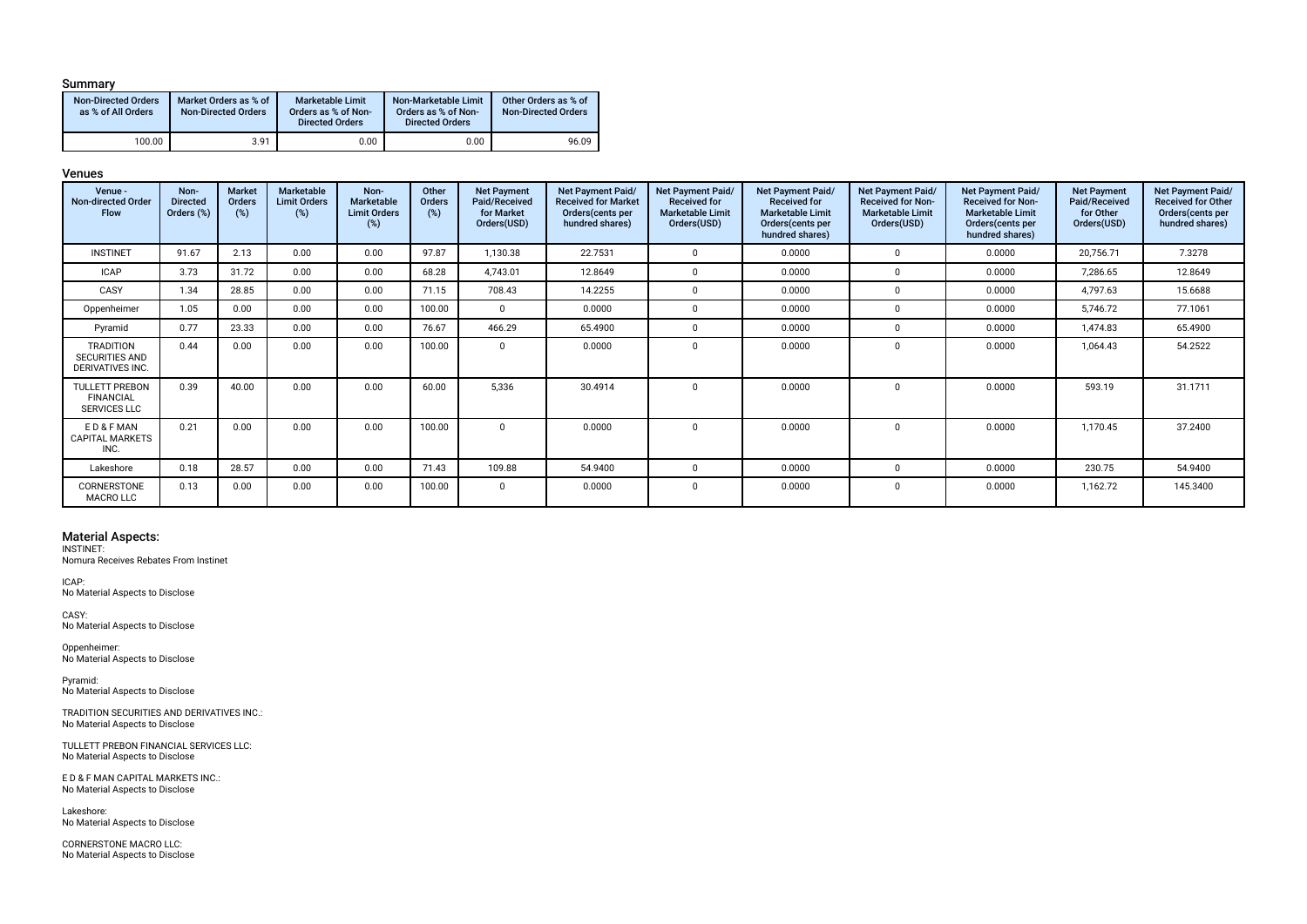### Summary

| Non-Directed Orders as % of All Orders | Market Orders as % of Non-Directed Orders | Marketable Limit Orders as % of Non-Directed Orders | Non-Marketable Limit Orders as % of Non-Directed Orders | Other Orders as % of Non-Directed Orders |
|---|---|---|---|---|
| 100.00 | 3.91 | 0.00 | 0.00 | 96.09 |

### Venues

| Venue - Non-directed Order Flow | Non-Directed Orders (%) | Market Orders (%) | Marketable Limit Orders (%) | Non-Marketable Limit Orders (%) | Other Orders (%) | Net Payment Paid/Received for Market Orders(USD) | Net Payment Paid/Received for Market Orders(cents per hundred shares) | Net Payment Paid/Received for Marketable Limit Orders(USD) | Net Payment Paid/Received for Marketable Limit Orders(cents per hundred shares) | Net Payment Paid/Received for Non-Marketable Limit Orders(USD) | Net Payment Paid/Received for Non-Marketable Limit Orders(cents per hundred shares) | Net Payment Paid/Received for Other Orders(USD) | Net Payment Paid/Received for Other Orders(cents per hundred shares) |
|---|---|---|---|---|---|---|---|---|---|---|---|---|---|
| INSTINET | 91.67 | 2.13 | 0.00 | 0.00 | 97.87 | 1,130.38 | 22.7531 | 0 | 0.0000 | 0 | 0.0000 | 20,756.71 | 7.3278 |
| ICAP | 3.73 | 31.72 | 0.00 | 0.00 | 68.28 | 4,743.01 | 12.8649 | 0 | 0.0000 | 0 | 0.0000 | 7,286.65 | 12.8649 |
| CASY | 1.34 | 28.85 | 0.00 | 0.00 | 71.15 | 708.43 | 14.2255 | 0 | 0.0000 | 0 | 0.0000 | 4,797.63 | 15.6688 |
| Oppenheimer | 1.05 | 0.00 | 0.00 | 0.00 | 100.00 | 0 | 0.0000 | 0 | 0.0000 | 0 | 0.0000 | 5,746.72 | 77.1061 |
| Pyramid | 0.77 | 23.33 | 0.00 | 0.00 | 76.67 | 466.29 | 65.4900 | 0 | 0.0000 | 0 | 0.0000 | 1,474.83 | 65.4900 |
| TRADITION SECURITIES AND DERIVATIVES INC. | 0.44 | 0.00 | 0.00 | 0.00 | 100.00 | 0 | 0.0000 | 0 | 0.0000 | 0 | 0.0000 | 1,064.43 | 54.2522 |
| TULLETT PREBON FINANCIAL SERVICES LLC | 0.39 | 40.00 | 0.00 | 0.00 | 60.00 | 5,336 | 30.4914 | 0 | 0.0000 | 0 | 0.0000 | 593.19 | 31.1711 |
| E D & F MAN CAPITAL MARKETS INC. | 0.21 | 0.00 | 0.00 | 0.00 | 100.00 | 0 | 0.0000 | 0 | 0.0000 | 0 | 0.0000 | 1,170.45 | 37.2400 |
| Lakeshore | 0.18 | 28.57 | 0.00 | 0.00 | 71.43 | 109.88 | 54.9400 | 0 | 0.0000 | 0 | 0.0000 | 230.75 | 54.9400 |
| CORNERSTONE MACRO LLC | 0.13 | 0.00 | 0.00 | 0.00 | 100.00 | 0 | 0.0000 | 0 | 0.0000 | 0 | 0.0000 | 1,162.72 | 145.3400 |

## Material Aspects:

INSTINET:
Nomura Receives Rebates From Instinet

ICAP:
No Material Aspects to Disclose

CASY:
No Material Aspects to Disclose

Oppenheimer:
No Material Aspects to Disclose

Pyramid:
No Material Aspects to Disclose

TRADITION SECURITIES AND DERIVATIVES INC.:
No Material Aspects to Disclose

TULLETT PREBON FINANCIAL SERVICES LLC:
No Material Aspects to Disclose

E D & F MAN CAPITAL MARKETS INC.:
No Material Aspects to Disclose

Lakeshore:
No Material Aspects to Disclose

CORNERSTONE MACRO LLC:
No Material Aspects to Disclose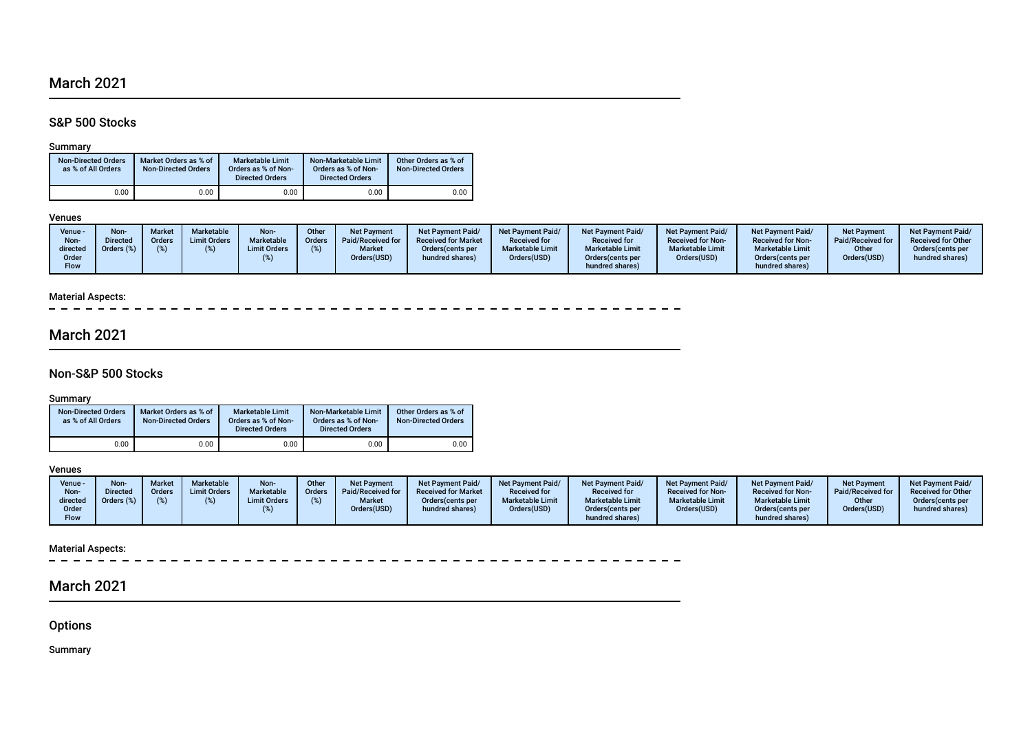## March 2021

### S&P 500 Stocks

Summary

| Non-Directed Orders as % of All Orders | Market Orders as % of Non-Directed Orders | Marketable Limit Orders as % of Non-Directed Orders | Non-Marketable Limit Orders as % of Non-Directed Orders | Other Orders as % of Non-Directed Orders |
|---|---|---|---|---|
| 0.00 | 0.00 | 0.00 | 0.00 | 0.00 |

Venues

| Venue - Non-directed Order Flow | Non-Directed Orders (%) | Market Orders (%) | Marketable Limit Orders (%) | Non-Marketable Limit Orders (%) | Other Orders (%) | Net Payment Paid/Received for Market Orders(USD) | Net Payment Paid/Received for Market Orders(cents per hundred shares) | Net Payment Paid/Received for Marketable Limit Orders(USD) | Net Payment Paid/Received for Marketable Limit Orders(cents per hundred shares) | Net Payment Paid/Received for Non-Marketable Limit Orders(USD) | Net Payment Paid/Received for Non-Marketable Limit Orders(cents per hundred shares) | Net Payment Paid/Received for Other Orders(USD) | Net Payment Paid/Received for Other Orders(cents per hundred shares) |
|---|---|---|---|---|---|---|---|---|---|---|---|---|---|

Material Aspects:

## March 2021

### Non-S&P 500 Stocks

Summary

| Non-Directed Orders as % of All Orders | Market Orders as % of Non-Directed Orders | Marketable Limit Orders as % of Non-Directed Orders | Non-Marketable Limit Orders as % of Non-Directed Orders | Other Orders as % of Non-Directed Orders |
|---|---|---|---|---|
| 0.00 | 0.00 | 0.00 | 0.00 | 0.00 |

Venues

| Venue - Non-directed Order Flow | Non-Directed Orders (%) | Market Orders (%) | Marketable Limit Orders (%) | Non-Marketable Limit Orders (%) | Other Orders (%) | Net Payment Paid/Received for Market Orders(USD) | Net Payment Paid/Received for Market Orders(cents per hundred shares) | Net Payment Paid/Received for Marketable Limit Orders(USD) | Net Payment Paid/Received for Marketable Limit Orders(cents per hundred shares) | Net Payment Paid/Received for Non-Marketable Limit Orders(USD) | Net Payment Paid/Received for Non-Marketable Limit Orders(cents per hundred shares) | Net Payment Paid/Received for Other Orders(USD) | Net Payment Paid/Received for Other Orders(cents per hundred shares) |
|---|---|---|---|---|---|---|---|---|---|---|---|---|---|

Material Aspects:

## March 2021

### Options

Summary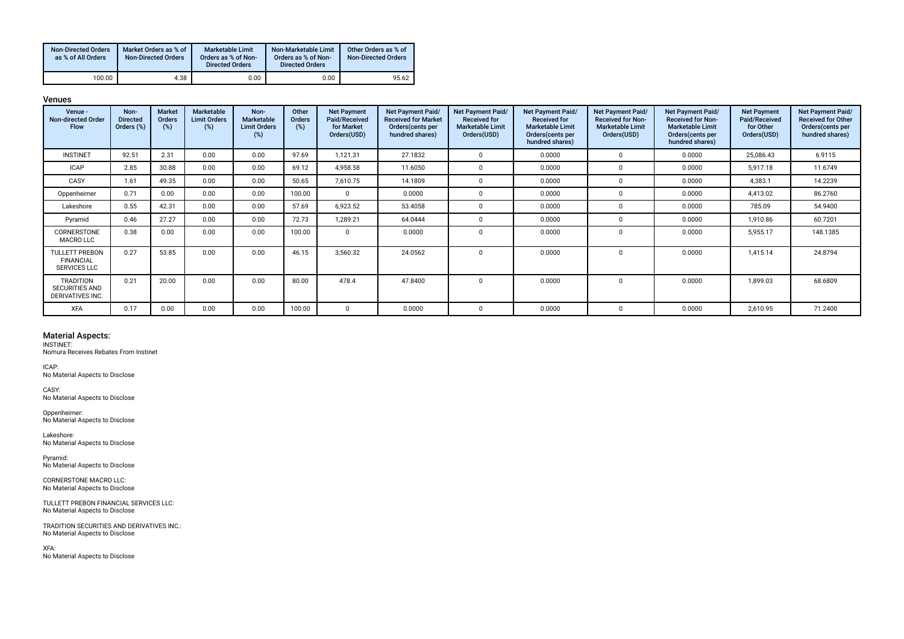| Non-Directed Orders as % of All Orders | Market Orders as % of Non-Directed Orders | Marketable Limit Orders as % of Non-Directed Orders | Non-Marketable Limit Orders as % of Non-Directed Orders | Other Orders as % of Non-Directed Orders |
|---|---|---|---|---|
| 100.00 | 4.38 | 0.00 | 0.00 | 95.62 |

## Venues

| Venue - Non-directed Order Flow | Non-Directed Orders (%) | Market Orders (%) | Marketable Limit Orders (%) | Non-Marketable Limit Orders (%) | Other Orders (%) | Net Payment Paid/Received for Market Orders(USD) | Net Payment Paid/Received for Market Orders(cents per hundred shares) | Net Payment Paid/Received for Marketable Limit Orders(USD) | Net Payment Paid/Received for Marketable Limit Orders(cents per hundred shares) | Net Payment Paid/Received for Non-Marketable Limit Orders(USD) | Net Payment Paid/Received for Non-Marketable Limit Orders(cents per hundred shares) | Net Payment Paid/Received for Other Orders(USD) | Net Payment Paid/Received for Other Orders(cents per hundred shares) |
|---|---|---|---|---|---|---|---|---|---|---|---|---|---|
| INSTINET | 92.51 | 2.31 | 0.00 | 0.00 | 97.69 | 1,121.31 | 27.1832 | 0 | 0.0000 | 0 | 0.0000 | 25,086.43 | 6.9115 |
| ICAP | 2.85 | 30.88 | 0.00 | 0.00 | 69.12 | 4,958.58 | 11.6050 | 0 | 0.0000 | 0 | 0.0000 | 5,917.18 | 11.6749 |
| CASY | 1.61 | 49.35 | 0.00 | 0.00 | 50.65 | 7,610.75 | 14.1809 | 0 | 0.0000 | 0 | 0.0000 | 4,383.1 | 14.2239 |
| Oppenheimer | 0.71 | 0.00 | 0.00 | 0.00 | 100.00 | 0 | 0.0000 | 0 | 0.0000 | 0 | 0.0000 | 4,413.02 | 86.2760 |
| Lakeshore | 0.55 | 42.31 | 0.00 | 0.00 | 57.69 | 6,923.52 | 53.4058 | 0 | 0.0000 | 0 | 0.0000 | 785.09 | 54.9400 |
| Pyramid | 0.46 | 27.27 | 0.00 | 0.00 | 72.73 | 1,289.21 | 64.0444 | 0 | 0.0000 | 0 | 0.0000 | 1,910.86 | 60.7201 |
| CORNERSTONE MACRO LLC | 0.38 | 0.00 | 0.00 | 0.00 | 100.00 | 0 | 0.0000 | 0 | 0.0000 | 0 | 0.0000 | 5,955.17 | 148.1385 |
| TULLETT PREBON FINANCIAL SERVICES LLC | 0.27 | 53.85 | 0.00 | 0.00 | 46.15 | 3,560.32 | 24.0562 | 0 | 0.0000 | 0 | 0.0000 | 1,415.14 | 24.8794 |
| TRADITION SECURITIES AND DERIVATIVES INC. | 0.21 | 20.00 | 0.00 | 0.00 | 80.00 | 478.4 | 47.8400 | 0 | 0.0000 | 0 | 0.0000 | 1,899.03 | 68.6809 |
| XFA | 0.17 | 0.00 | 0.00 | 0.00 | 100.00 | 0 | 0.0000 | 0 | 0.0000 | 0 | 0.0000 | 2,610.95 | 71.2400 |

## Material Aspects:

INSTINET:
Nomura Receives Rebates From Instinet

ICAP:
No Material Aspects to Disclose

CASY:
No Material Aspects to Disclose

Oppenheimer:
No Material Aspects to Disclose

Lakeshore:
No Material Aspects to Disclose

Pyramid:
No Material Aspects to Disclose

CORNERSTONE MACRO LLC:
No Material Aspects to Disclose

TULLETT PREBON FINANCIAL SERVICES LLC:
No Material Aspects to Disclose

TRADITION SECURITIES AND DERIVATIVES INC.:
No Material Aspects to Disclose

XFA:
No Material Aspects to Disclose